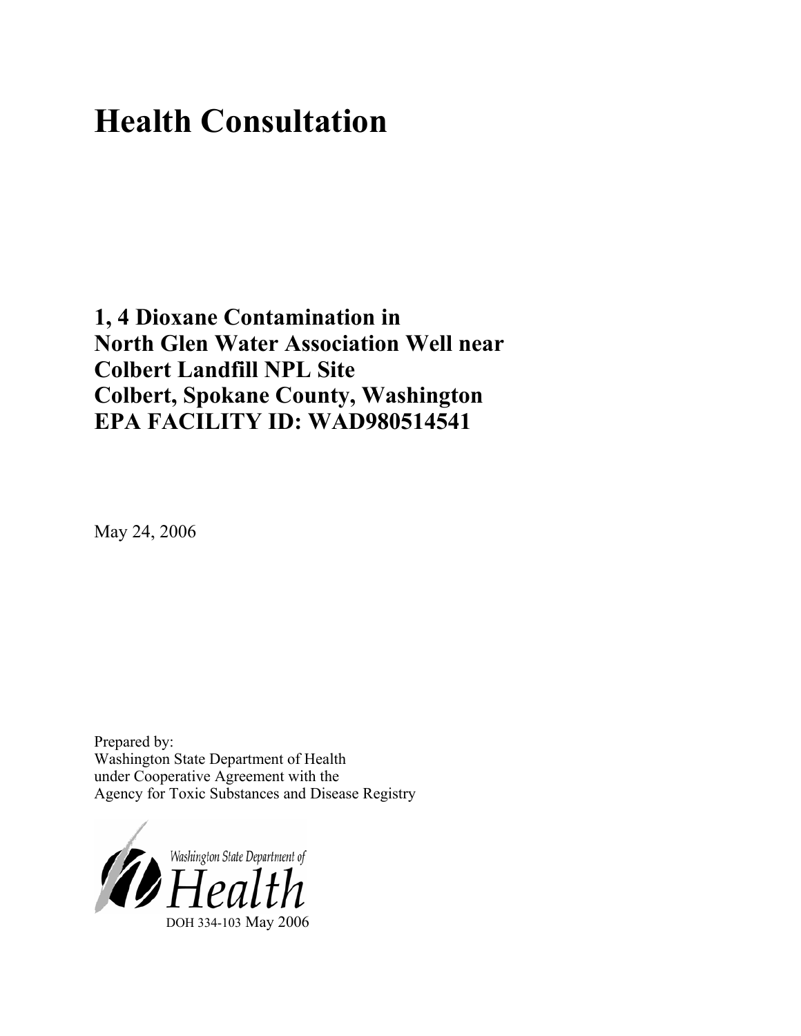# Health Consultation

## 1, 4 Dioxane Contamination in North Glen Water Association Well near Colbert Landfill NPL Site Colbert, Spokane County, Washington EPA FACILITY ID: WAD980514541

May 24, 2006

Prepared by:
Washington State Department of Health
under Cooperative Agreement with the
Agency for Toxic Substances and Disease Registry

Washington State Department of Health

DOH 334-103 May 2006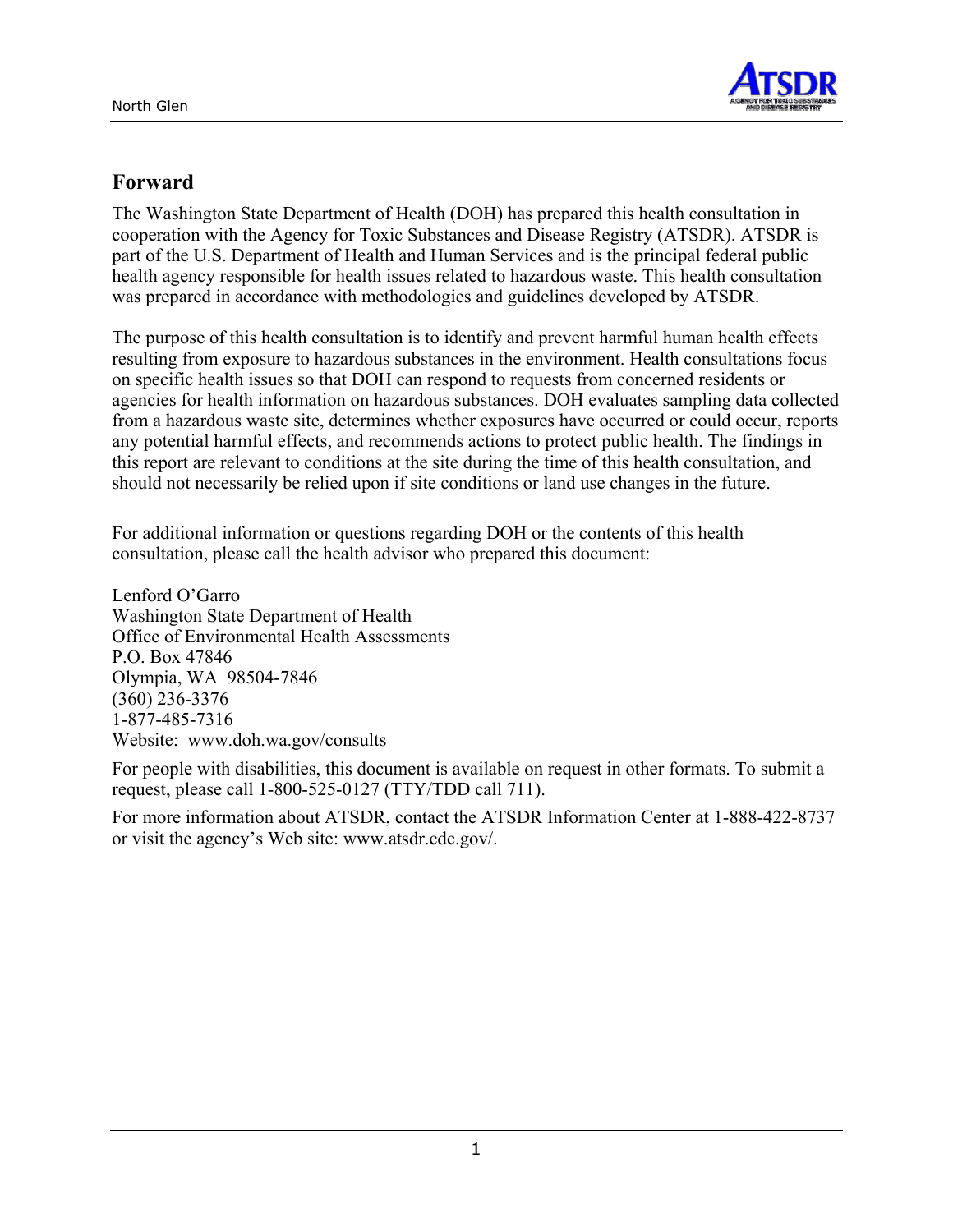## Forward

The Washington State Department of Health (DOH) has prepared this health consultation in cooperation with the Agency for Toxic Substances and Disease Registry (ATSDR). ATSDR is part of the U.S. Department of Health and Human Services and is the principal federal public health agency responsible for health issues related to hazardous waste. This health consultation was prepared in accordance with methodologies and guidelines developed by ATSDR.

The purpose of this health consultation is to identify and prevent harmful human health effects resulting from exposure to hazardous substances in the environment. Health consultations focus on specific health issues so that DOH can respond to requests from concerned residents or agencies for health information on hazardous substances. DOH evaluates sampling data collected from a hazardous waste site, determines whether exposures have occurred or could occur, reports any potential harmful effects, and recommends actions to protect public health. The findings in this report are relevant to conditions at the site during the time of this health consultation, and should not necessarily be relied upon if site conditions or land use changes in the future.

For additional information or questions regarding DOH or the contents of this health consultation, please call the health advisor who prepared this document:

Lenford O'Garro
Washington State Department of Health
Office of Environmental Health Assessments
P.O. Box 47846
Olympia, WA 98504-7846
(360) 236-3376
1-877-485-7316
Website: www.doh.wa.gov/consults

For people with disabilities, this document is available on request in other formats. To submit a request, please call 1-800-525-0127 (TTY/TDD call 711).

For more information about ATSDR, contact the ATSDR Information Center at 1-888-422-8737 or visit the agency's Web site: www.atsdr.cdc.gov/.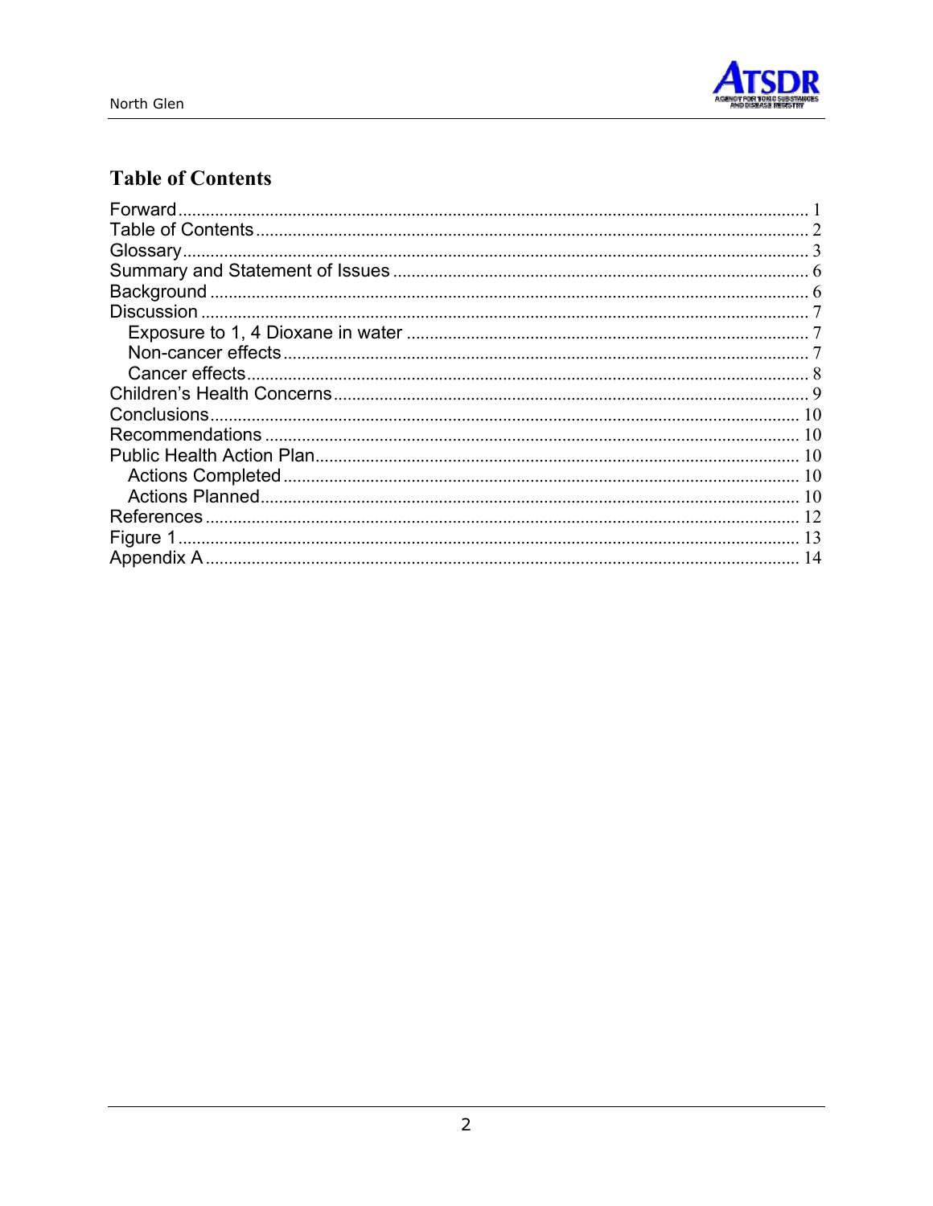# Table of Contents

Forward ........................................................................................................................ 1
Table of Contents ....................................................................................................... 2
Glossary ...................................................................................................................... 3
Summary and Statement of Issues ............................................................................ 6
Background ................................................................................................................ 6
Discussion .................................................................................................................. 7
  Exposure to 1, 4 Dioxane in water ......................................................................... 7
  Non-cancer effects .................................................................................................. 7
  Cancer effects .......................................................................................................... 8
Children's Health Concerns ....................................................................................... 9
Conclusions ............................................................................................................... 10
Recommendations .................................................................................................... 10
Public Health Action Plan ......................................................................................... 10
  Actions Completed ................................................................................................. 10
  Actions Planned ..................................................................................................... 10
References ................................................................................................................ 12
Figure 1 ..................................................................................................................... 13
Appendix A ................................................................................................................ 14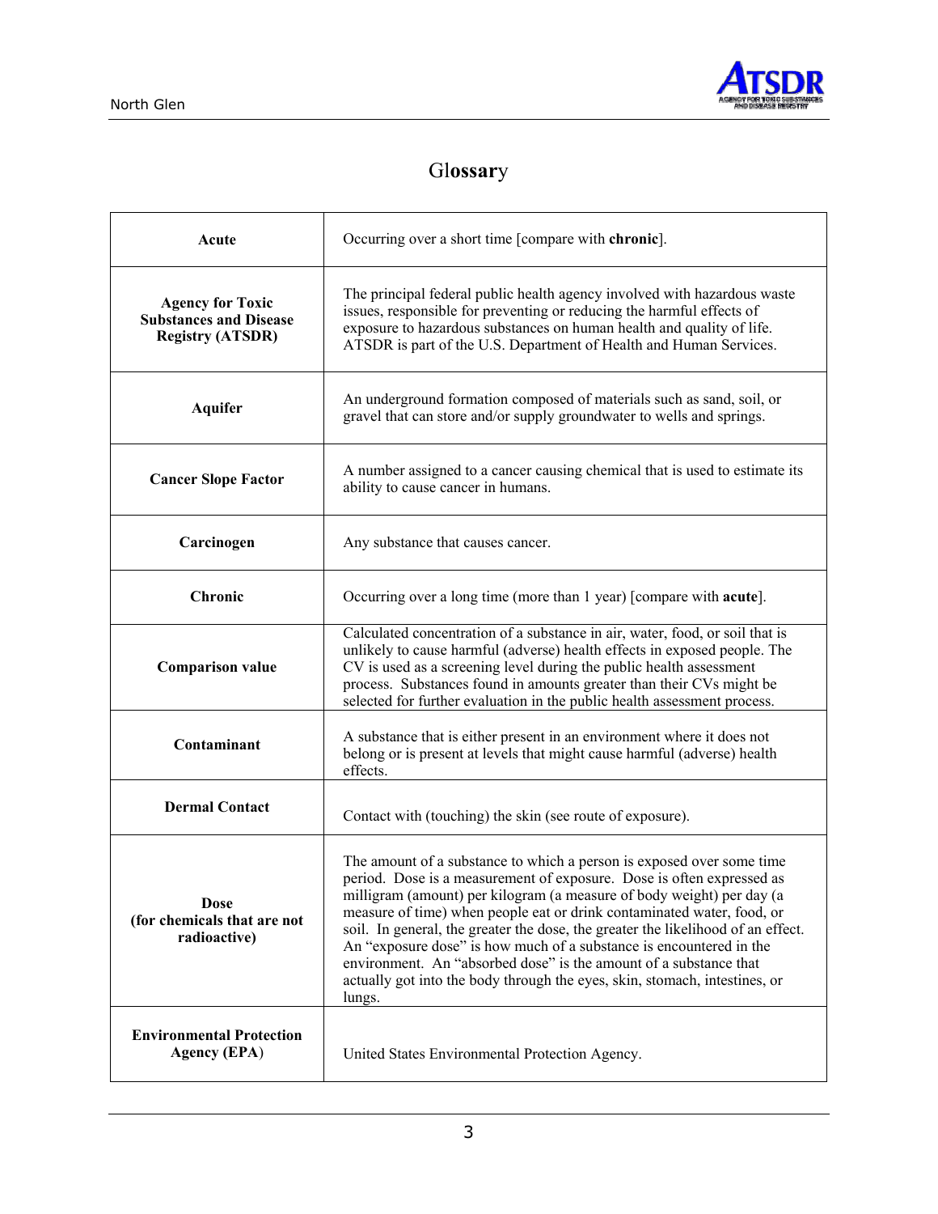# Glossary

| | |
|---|---|
| **Acute** | Occurring over a short time [compare with **chronic**]. |
| **Agency for Toxic Substances and Disease Registry (ATSDR)** | The principal federal public health agency involved with hazardous waste issues, responsible for preventing or reducing the harmful effects of exposure to hazardous substances on human health and quality of life. ATSDR is part of the U.S. Department of Health and Human Services. |
| **Aquifer** | An underground formation composed of materials such as sand, soil, or gravel that can store and/or supply groundwater to wells and springs. |
| **Cancer Slope Factor** | A number assigned to a cancer causing chemical that is used to estimate its ability to cause cancer in humans. |
| **Carcinogen** | Any substance that causes cancer. |
| **Chronic** | Occurring over a long time (more than 1 year) [compare with **acute**]. |
| **Comparison value** | Calculated concentration of a substance in air, water, food, or soil that is unlikely to cause harmful (adverse) health effects in exposed people. The CV is used as a screening level during the public health assessment process. Substances found in amounts greater than their CVs might be selected for further evaluation in the public health assessment process. |
| **Contaminant** | A substance that is either present in an environment where it does not belong or is present at levels that might cause harmful (adverse) health effects. |
| **Dermal Contact** | Contact with (touching) the skin (see route of exposure). |
| **Dose (for chemicals that are not radioactive)** | The amount of a substance to which a person is exposed over some time period. Dose is a measurement of exposure. Dose is often expressed as milligram (amount) per kilogram (a measure of body weight) per day (a measure of time) when people eat or drink contaminated water, food, or soil. In general, the greater the dose, the greater the likelihood of an effect. An "exposure dose" is how much of a substance is encountered in the environment. An "absorbed dose" is the amount of a substance that actually got into the body through the eyes, skin, stomach, intestines, or lungs. |
| **Environmental Protection Agency (EPA)** | United States Environmental Protection Agency. |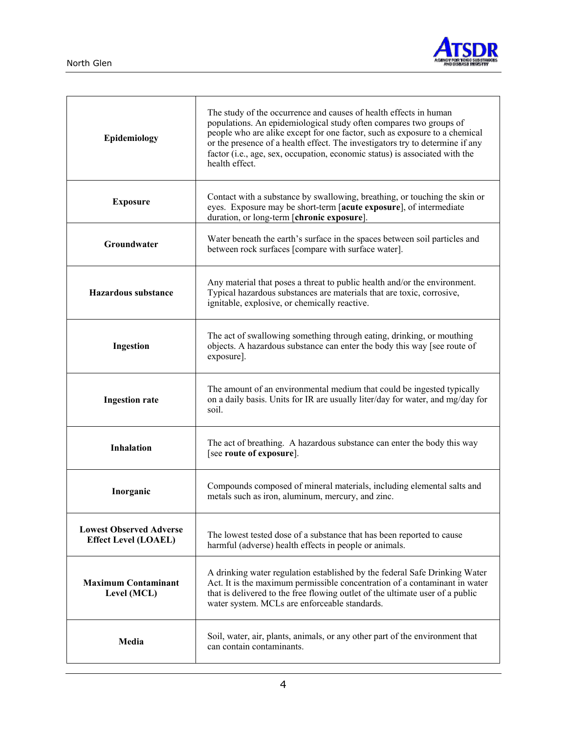| | |
|---|---|
| **Epidemiology** | The study of the occurrence and causes of health effects in human populations. An epidemiological study often compares two groups of people who are alike except for one factor, such as exposure to a chemical or the presence of a health effect. The investigators try to determine if any factor (i.e., age, sex, occupation, economic status) is associated with the health effect. |
| **Exposure** | Contact with a substance by swallowing, breathing, or touching the skin or eyes. Exposure may be short-term [**acute exposure**], of intermediate duration, or long-term [**chronic exposure**]. |
| **Groundwater** | Water beneath the earth's surface in the spaces between soil particles and between rock surfaces [compare with surface water]. |
| **Hazardous substance** | Any material that poses a threat to public health and/or the environment. Typical hazardous substances are materials that are toxic, corrosive, ignitable, explosive, or chemically reactive. |
| **Ingestion** | The act of swallowing something through eating, drinking, or mouthing objects. A hazardous substance can enter the body this way [see route of exposure]. |
| **Ingestion rate** | The amount of an environmental medium that could be ingested typically on a daily basis. Units for IR are usually liter/day for water, and mg/day for soil. |
| **Inhalation** | The act of breathing. A hazardous substance can enter the body this way [see **route of exposure**]. |
| **Inorganic** | Compounds composed of mineral materials, including elemental salts and metals such as iron, aluminum, mercury, and zinc. |
| **Lowest Observed Adverse Effect Level (LOAEL)** | The lowest tested dose of a substance that has been reported to cause harmful (adverse) health effects in people or animals. |
| **Maximum Contaminant Level (MCL)** | A drinking water regulation established by the federal Safe Drinking Water Act. It is the maximum permissible concentration of a contaminant in water that is delivered to the free flowing outlet of the ultimate user of a public water system. MCLs are enforceable standards. |
| **Media** | Soil, water, air, plants, animals, or any other part of the environment that can contain contaminants. |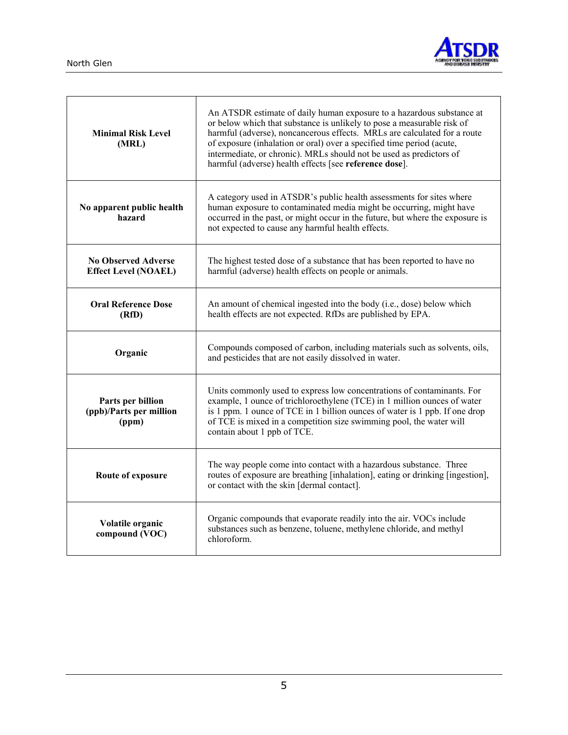| | |
|---|---|
| **Minimal Risk Level (MRL)** | An ATSDR estimate of daily human exposure to a hazardous substance at or below which that substance is unlikely to pose a measurable risk of harmful (adverse), noncancerous effects. MRLs are calculated for a route of exposure (inhalation or oral) over a specified time period (acute, intermediate, or chronic). MRLs should not be used as predictors of harmful (adverse) health effects [see **reference dose**]. |
| **No apparent public health hazard** | A category used in ATSDR's public health assessments for sites where human exposure to contaminated media might be occurring, might have occurred in the past, or might occur in the future, but where the exposure is not expected to cause any harmful health effects. |
| **No Observed Adverse Effect Level (NOAEL)** | The highest tested dose of a substance that has been reported to have no harmful (adverse) health effects on people or animals. |
| **Oral Reference Dose (RfD)** | An amount of chemical ingested into the body (i.e., dose) below which health effects are not expected. RfDs are published by EPA. |
| **Organic** | Compounds composed of carbon, including materials such as solvents, oils, and pesticides that are not easily dissolved in water. |
| **Parts per billion (ppb)/Parts per million (ppm)** | Units commonly used to express low concentrations of contaminants. For example, 1 ounce of trichloroethylene (TCE) in 1 million ounces of water is 1 ppm. 1 ounce of TCE in 1 billion ounces of water is 1 ppb. If one drop of TCE is mixed in a competition size swimming pool, the water will contain about 1 ppb of TCE. |
| **Route of exposure** | The way people come into contact with a hazardous substance. Three routes of exposure are breathing [inhalation], eating or drinking [ingestion], or contact with the skin [dermal contact]. |
| **Volatile organic compound (VOC)** | Organic compounds that evaporate readily into the air. VOCs include substances such as benzene, toluene, methylene chloride, and methyl chloroform. |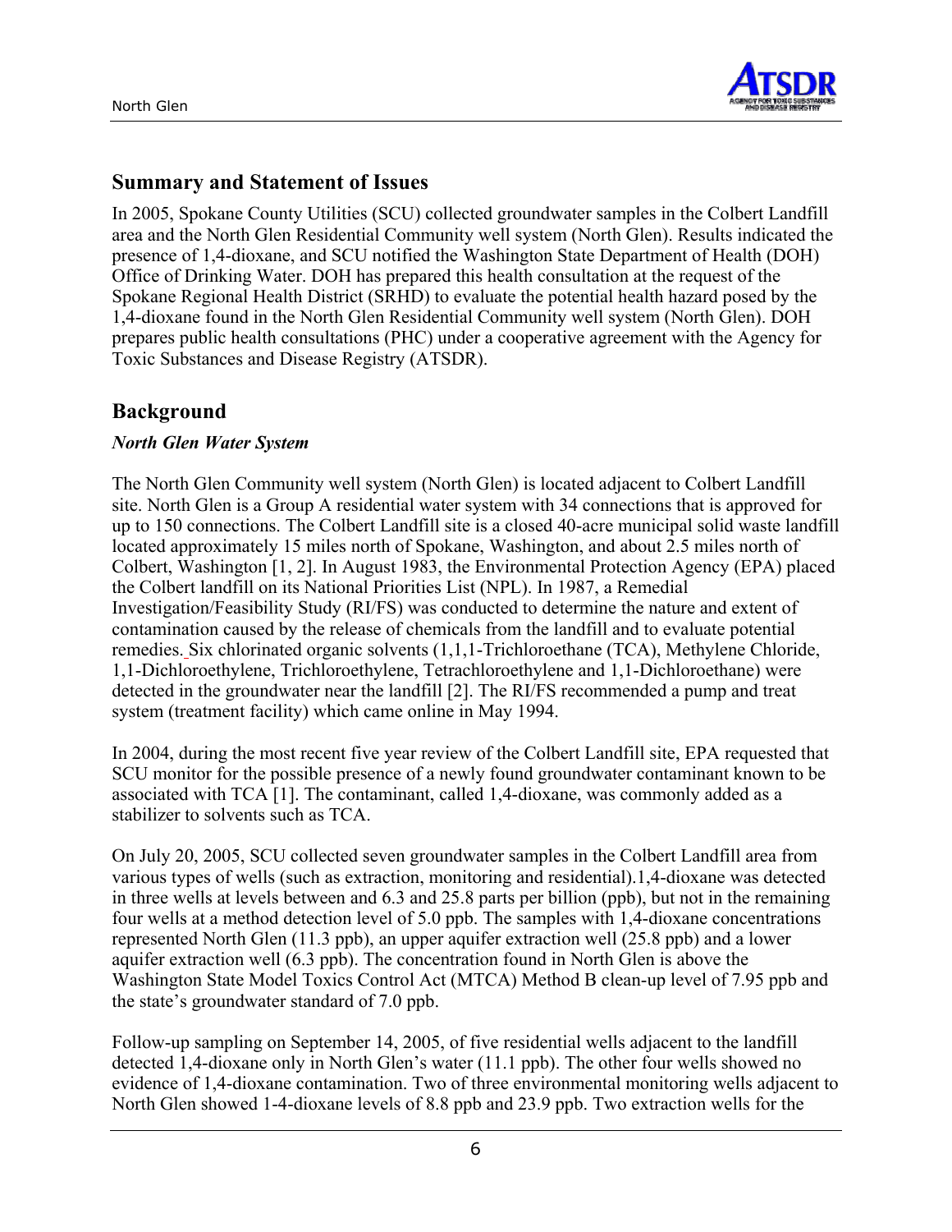## Summary and Statement of Issues

In 2005, Spokane County Utilities (SCU) collected groundwater samples in the Colbert Landfill area and the North Glen Residential Community well system (North Glen). Results indicated the presence of 1,4-dioxane, and SCU notified the Washington State Department of Health (DOH) Office of Drinking Water. DOH has prepared this health consultation at the request of the Spokane Regional Health District (SRHD) to evaluate the potential health hazard posed by the 1,4-dioxane found in the North Glen Residential Community well system (North Glen). DOH prepares public health consultations (PHC) under a cooperative agreement with the Agency for Toxic Substances and Disease Registry (ATSDR).

## Background

### *North Glen Water System*

The North Glen Community well system (North Glen) is located adjacent to Colbert Landfill site. North Glen is a Group A residential water system with 34 connections that is approved for up to 150 connections. The Colbert Landfill site is a closed 40-acre municipal solid waste landfill located approximately 15 miles north of Spokane, Washington, and about 2.5 miles north of Colbert, Washington [1, 2]. In August 1983, the Environmental Protection Agency (EPA) placed the Colbert landfill on its National Priorities List (NPL). In 1987, a Remedial Investigation/Feasibility Study (RI/FS) was conducted to determine the nature and extent of contamination caused by the release of chemicals from the landfill and to evaluate potential remedies. Six chlorinated organic solvents (1,1,1-Trichloroethane (TCA), Methylene Chloride, 1,1-Dichloroethylene, Trichloroethylene, Tetrachloroethylene and 1,1-Dichloroethane) were detected in the groundwater near the landfill [2]. The RI/FS recommended a pump and treat system (treatment facility) which came online in May 1994.

In 2004, during the most recent five year review of the Colbert Landfill site, EPA requested that SCU monitor for the possible presence of a newly found groundwater contaminant known to be associated with TCA [1]. The contaminant, called 1,4-dioxane, was commonly added as a stabilizer to solvents such as TCA.

On July 20, 2005, SCU collected seven groundwater samples in the Colbert Landfill area from various types of wells (such as extraction, monitoring and residential).1,4-dioxane was detected in three wells at levels between and 6.3 and 25.8 parts per billion (ppb), but not in the remaining four wells at a method detection level of 5.0 ppb. The samples with 1,4-dioxane concentrations represented North Glen (11.3 ppb), an upper aquifer extraction well (25.8 ppb) and a lower aquifer extraction well (6.3 ppb). The concentration found in North Glen is above the Washington State Model Toxics Control Act (MTCA) Method B clean-up level of 7.95 ppb and the state's groundwater standard of 7.0 ppb.

Follow-up sampling on September 14, 2005, of five residential wells adjacent to the landfill detected 1,4-dioxane only in North Glen's water (11.1 ppb). The other four wells showed no evidence of 1,4-dioxane contamination. Two of three environmental monitoring wells adjacent to North Glen showed 1-4-dioxane levels of 8.8 ppb and 23.9 ppb. Two extraction wells for the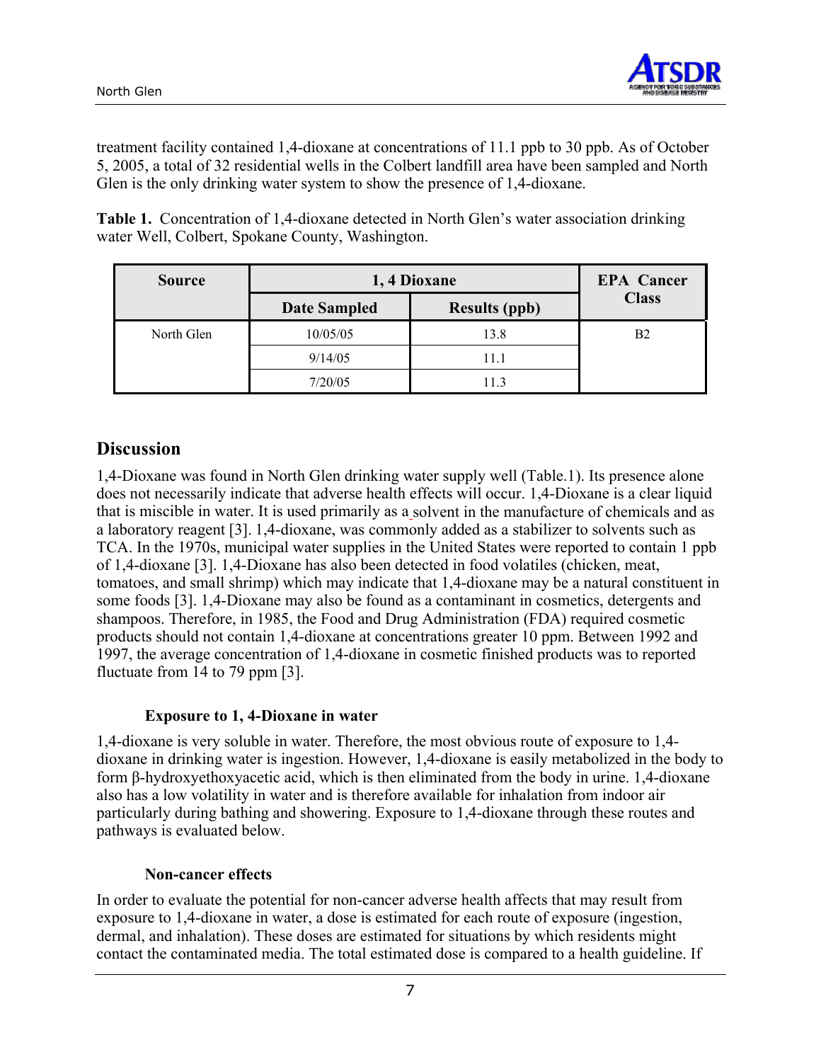treatment facility contained 1,4-dioxane at concentrations of 11.1 ppb to 30 ppb. As of October 5, 2005, a total of 32 residential wells in the Colbert landfill area have been sampled and North Glen is the only drinking water system to show the presence of 1,4-dioxane.

**Table 1.** Concentration of 1,4-dioxane detected in North Glen's water association drinking water Well, Colbert, Spokane County, Washington.

| Source | 1, 4 Dioxane | | EPA Cancer Class |
|---|---|---|---|
| | Date Sampled | Results (ppb) | |
| North Glen | 10/05/05 | 13.8 | B2 |
| | 9/14/05 | 11.1 | |
| | 7/20/05 | 11.3 | |

## Discussion

1,4-Dioxane was found in North Glen drinking water supply well (Table.1). Its presence alone does not necessarily indicate that adverse health effects will occur. 1,4-Dioxane is a clear liquid that is miscible in water. It is used primarily as a solvent in the manufacture of chemicals and as a laboratory reagent [3]. 1,4-dioxane, was commonly added as a stabilizer to solvents such as TCA. In the 1970s, municipal water supplies in the United States were reported to contain 1 ppb of 1,4-dioxane [3]. 1,4-Dioxane has also been detected in food volatiles (chicken, meat, tomatoes, and small shrimp) which may indicate that 1,4-dioxane may be a natural constituent in some foods [3]. 1,4-Dioxane may also be found as a contaminant in cosmetics, detergents and shampoos. Therefore, in 1985, the Food and Drug Administration (FDA) required cosmetic products should not contain 1,4-dioxane at concentrations greater 10 ppm. Between 1992 and 1997, the average concentration of 1,4-dioxane in cosmetic finished products was to reported fluctuate from 14 to 79 ppm [3].

### Exposure to 1, 4-Dioxane in water

1,4-dioxane is very soluble in water. Therefore, the most obvious route of exposure to 1,4-dioxane in drinking water is ingestion. However, 1,4-dioxane is easily metabolized in the body to form β-hydroxyethoxyacetic acid, which is then eliminated from the body in urine. 1,4-dioxane also has a low volatility in water and is therefore available for inhalation from indoor air particularly during bathing and showering. Exposure to 1,4-dioxane through these routes and pathways is evaluated below.

### Non-cancer effects

In order to evaluate the potential for non-cancer adverse health affects that may result from exposure to 1,4-dioxane in water, a dose is estimated for each route of exposure (ingestion, dermal, and inhalation). These doses are estimated for situations by which residents might contact the contaminated media. The total estimated dose is compared to a health guideline. If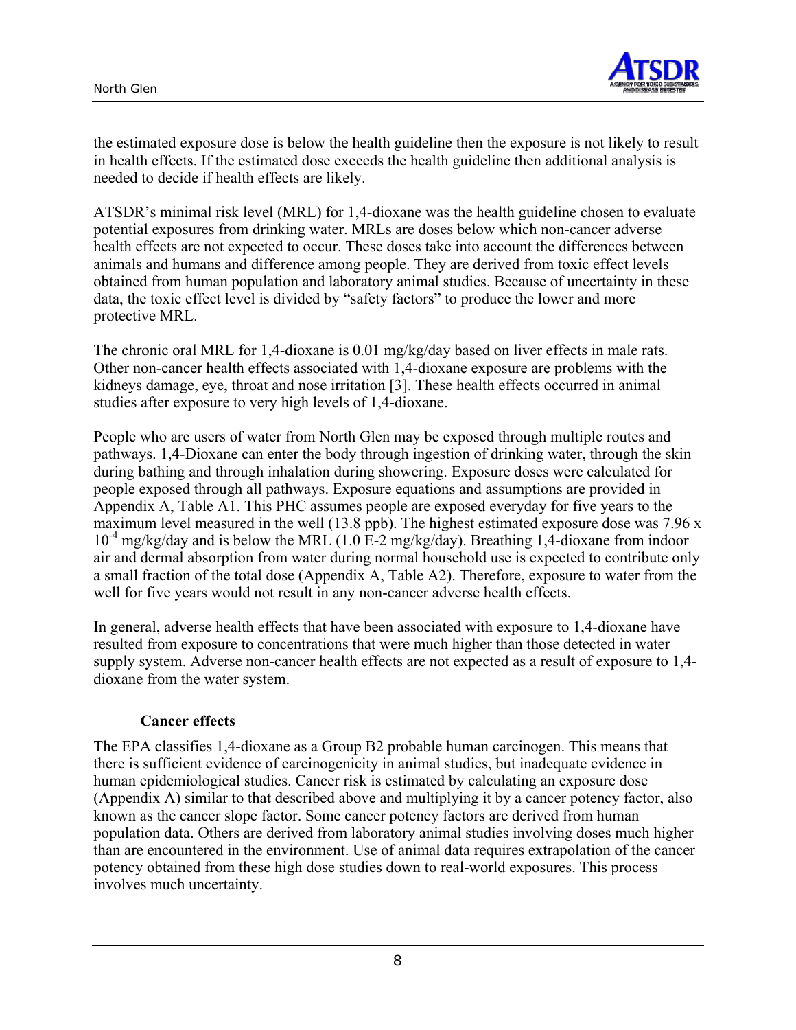the estimated exposure dose is below the health guideline then the exposure is not likely to result in health effects. If the estimated dose exceeds the health guideline then additional analysis is needed to decide if health effects are likely.

ATSDR's minimal risk level (MRL) for 1,4-dioxane was the health guideline chosen to evaluate potential exposures from drinking water. MRLs are doses below which non-cancer adverse health effects are not expected to occur. These doses take into account the differences between animals and humans and difference among people. They are derived from toxic effect levels obtained from human population and laboratory animal studies. Because of uncertainty in these data, the toxic effect level is divided by "safety factors" to produce the lower and more protective MRL.

The chronic oral MRL for 1,4-dioxane is 0.01 mg/kg/day based on liver effects in male rats. Other non-cancer health effects associated with 1,4-dioxane exposure are problems with the kidneys damage, eye, throat and nose irritation [3]. These health effects occurred in animal studies after exposure to very high levels of 1,4-dioxane.

People who are users of water from North Glen may be exposed through multiple routes and pathways. 1,4-Dioxane can enter the body through ingestion of drinking water, through the skin during bathing and through inhalation during showering. Exposure doses were calculated for people exposed through all pathways. Exposure equations and assumptions are provided in Appendix A, Table A1. This PHC assumes people are exposed everyday for five years to the maximum level measured in the well (13.8 ppb). The highest estimated exposure dose was $7.96 \times 10^{-4}$ mg/kg/day and is below the MRL (1.0 E-2 mg/kg/day). Breathing 1,4-dioxane from indoor air and dermal absorption from water during normal household use is expected to contribute only a small fraction of the total dose (Appendix A, Table A2). Therefore, exposure to water from the well for five years would not result in any non-cancer adverse health effects.

In general, adverse health effects that have been associated with exposure to 1,4-dioxane have resulted from exposure to concentrations that were much higher than those detected in water supply system. Adverse non-cancer health effects are not expected as a result of exposure to 1,4-dioxane from the water system.

### Cancer effects

The EPA classifies 1,4-dioxane as a Group B2 probable human carcinogen. This means that there is sufficient evidence of carcinogenicity in animal studies, but inadequate evidence in human epidemiological studies. Cancer risk is estimated by calculating an exposure dose (Appendix A) similar to that described above and multiplying it by a cancer potency factor, also known as the cancer slope factor. Some cancer potency factors are derived from human population data. Others are derived from laboratory animal studies involving doses much higher than are encountered in the environment. Use of animal data requires extrapolation of the cancer potency obtained from these high dose studies down to real-world exposures. This process involves much uncertainty.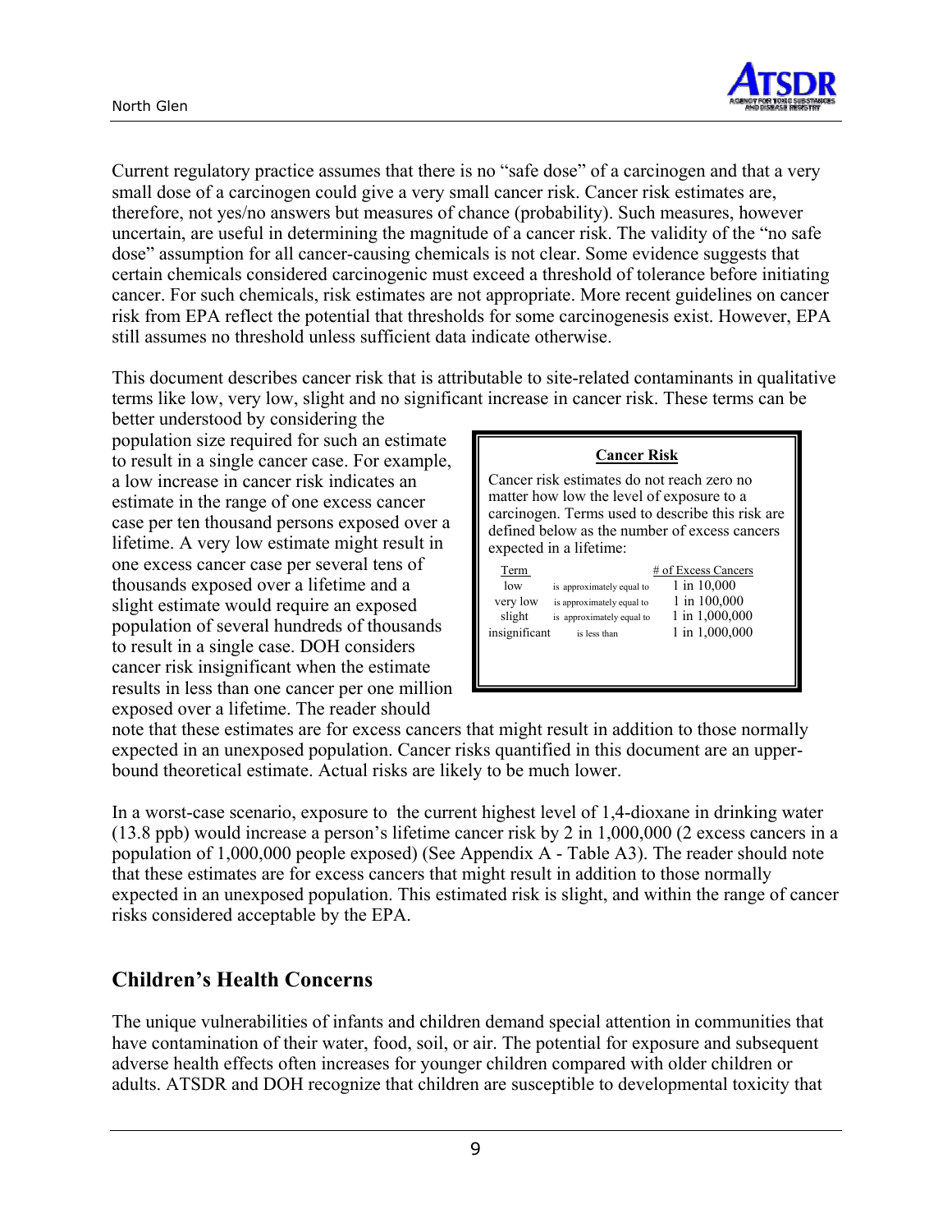Current regulatory practice assumes that there is no "safe dose" of a carcinogen and that a very small dose of a carcinogen could give a very small cancer risk. Cancer risk estimates are, therefore, not yes/no answers but measures of chance (probability). Such measures, however uncertain, are useful in determining the magnitude of a cancer risk. The validity of the "no safe dose" assumption for all cancer-causing chemicals is not clear. Some evidence suggests that certain chemicals considered carcinogenic must exceed a threshold of tolerance before initiating cancer. For such chemicals, risk estimates are not appropriate. More recent guidelines on cancer risk from EPA reflect the potential that thresholds for some carcinogenesis exist. However, EPA still assumes no threshold unless sufficient data indicate otherwise.

This document describes cancer risk that is attributable to site-related contaminants in qualitative terms like low, very low, slight and no significant increase in cancer risk. These terms can be better understood by considering the population size required for such an estimate to result in a single cancer case. For example, a low increase in cancer risk indicates an estimate in the range of one excess cancer case per ten thousand persons exposed over a lifetime. A very low estimate might result in one excess cancer case per several tens of thousands exposed over a lifetime and a slight estimate would require an exposed population of several hundreds of thousands to result in a single case. DOH considers cancer risk insignificant when the estimate results in less than one cancer per one million exposed over a lifetime. The reader should note that these estimates are for excess cancers that might result in addition to those normally expected in an unexposed population. Cancer risks quantified in this document are an upper-bound theoretical estimate. Actual risks are likely to be much lower.

**Cancer Risk**

Cancer risk estimates do not reach zero no matter how low the level of exposure to a carcinogen. Terms used to describe this risk are defined below as the number of excess cancers expected in a lifetime:

| Term | | # of Excess Cancers |
|---|---|---|
| low | is approximately equal to | 1 in 10,000 |
| very low | is approximately equal to | 1 in 100,000 |
| slight | is approximately equal to | 1 in 1,000,000 |
| insignificant | is less than | 1 in 1,000,000 |

In a worst-case scenario, exposure to the current highest level of 1,4-dioxane in drinking water (13.8 ppb) would increase a person's lifetime cancer risk by 2 in 1,000,000 (2 excess cancers in a population of 1,000,000 people exposed) (See Appendix A - Table A3). The reader should note that these estimates are for excess cancers that might result in addition to those normally expected in an unexposed population. This estimated risk is slight, and within the range of cancer risks considered acceptable by the EPA.

## Children's Health Concerns

The unique vulnerabilities of infants and children demand special attention in communities that have contamination of their water, food, soil, or air. The potential for exposure and subsequent adverse health effects often increases for younger children compared with older children or adults. ATSDR and DOH recognize that children are susceptible to developmental toxicity that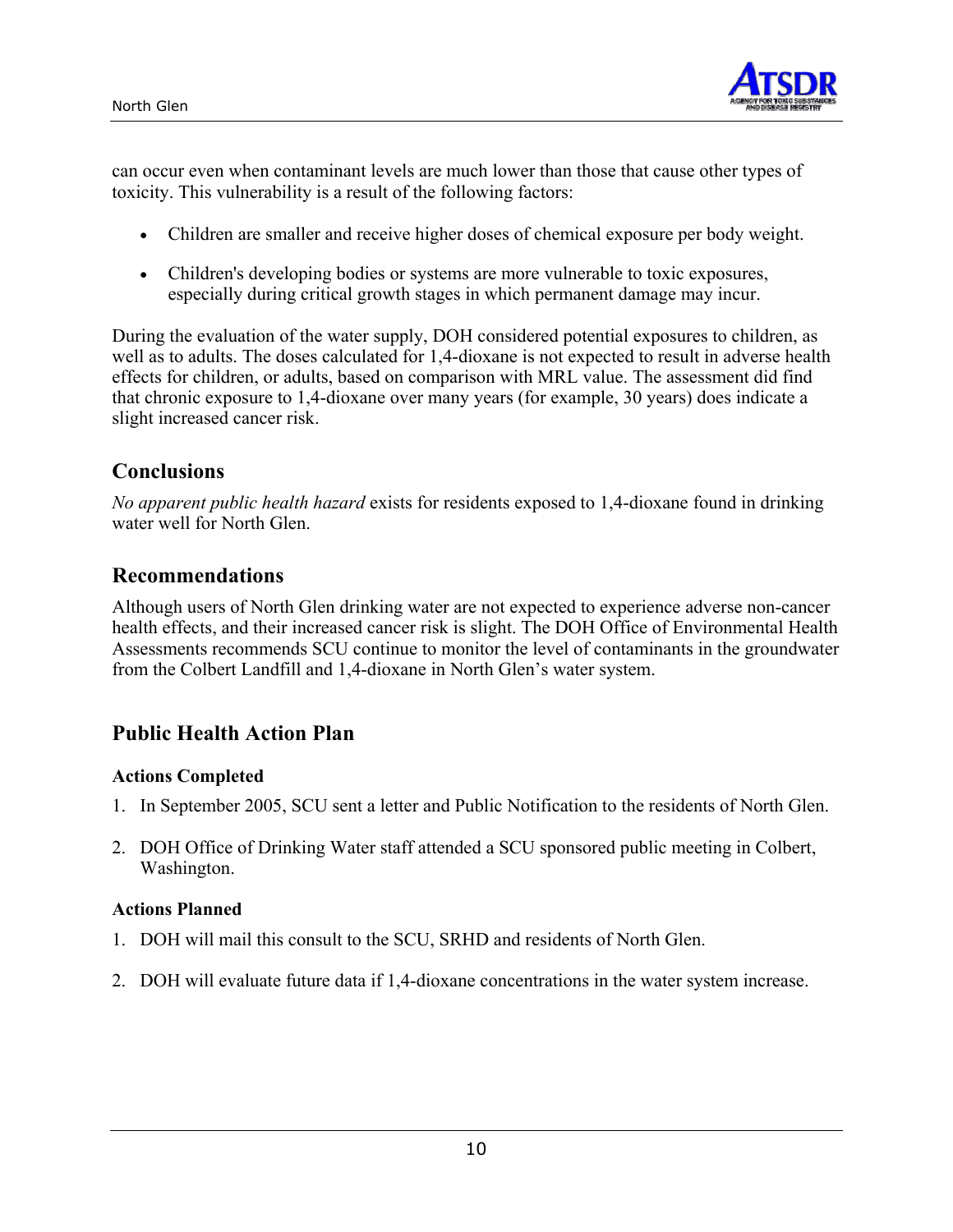can occur even when contaminant levels are much lower than those that cause other types of toxicity. This vulnerability is a result of the following factors:

- Children are smaller and receive higher doses of chemical exposure per body weight.
- Children's developing bodies or systems are more vulnerable to toxic exposures, especially during critical growth stages in which permanent damage may incur.

During the evaluation of the water supply, DOH considered potential exposures to children, as well as to adults. The doses calculated for 1,4-dioxane is not expected to result in adverse health effects for children, or adults, based on comparison with MRL value. The assessment did find that chronic exposure to 1,4-dioxane over many years (for example, 30 years) does indicate a slight increased cancer risk.

## Conclusions

*No apparent public health hazard* exists for residents exposed to 1,4-dioxane found in drinking water well for North Glen.

## Recommendations

Although users of North Glen drinking water are not expected to experience adverse non-cancer health effects, and their increased cancer risk is slight. The DOH Office of Environmental Health Assessments recommends SCU continue to monitor the level of contaminants in the groundwater from the Colbert Landfill and 1,4-dioxane in North Glen's water system.

## Public Health Action Plan

### Actions Completed

1. In September 2005, SCU sent a letter and Public Notification to the residents of North Glen.
2. DOH Office of Drinking Water staff attended a SCU sponsored public meeting in Colbert, Washington.

### Actions Planned

1. DOH will mail this consult to the SCU, SRHD and residents of North Glen.
2. DOH will evaluate future data if 1,4-dioxane concentrations in the water system increase.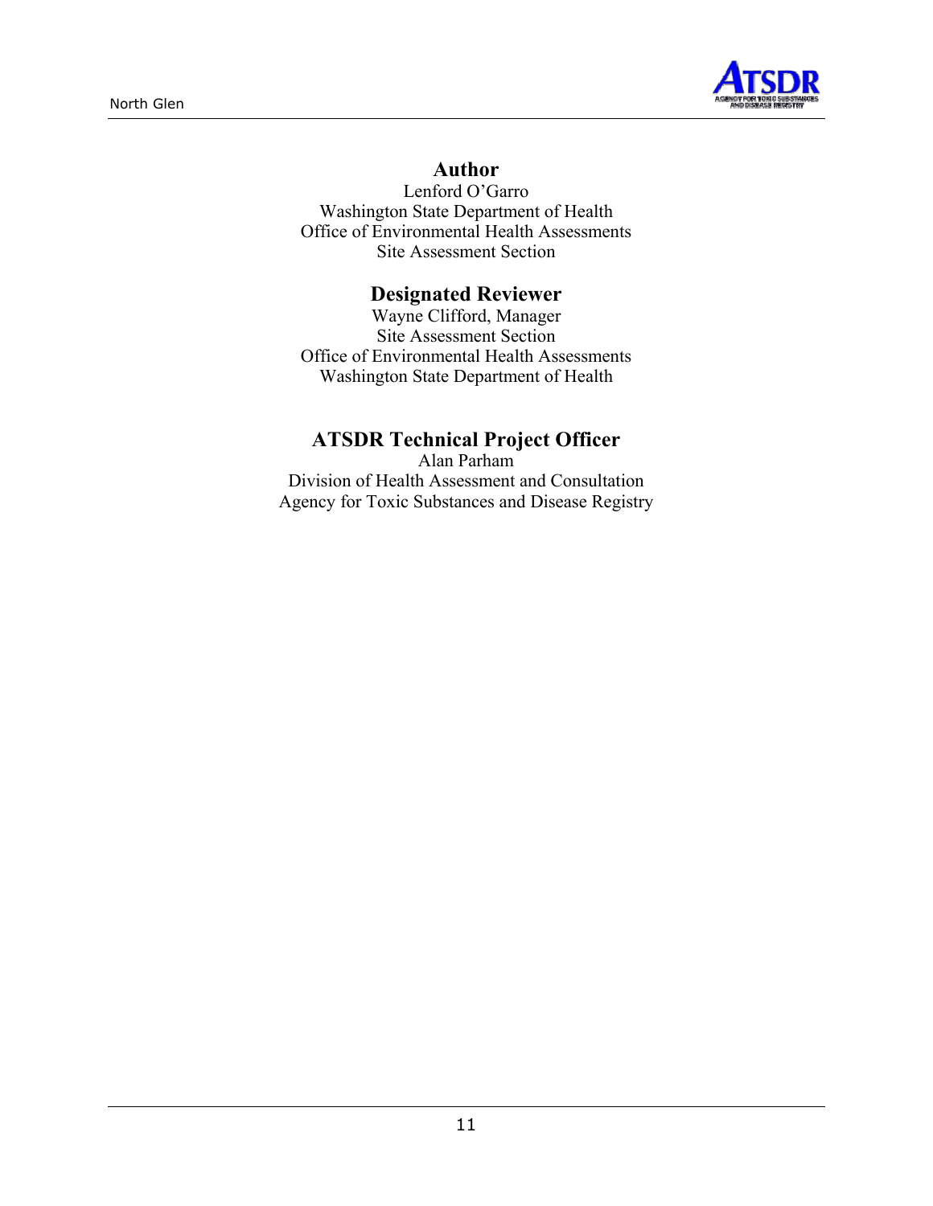## Author

Lenford O'Garro
Washington State Department of Health
Office of Environmental Health Assessments
Site Assessment Section

## Designated Reviewer

Wayne Clifford, Manager
Site Assessment Section
Office of Environmental Health Assessments
Washington State Department of Health

## ATSDR Technical Project Officer

Alan Parham
Division of Health Assessment and Consultation
Agency for Toxic Substances and Disease Registry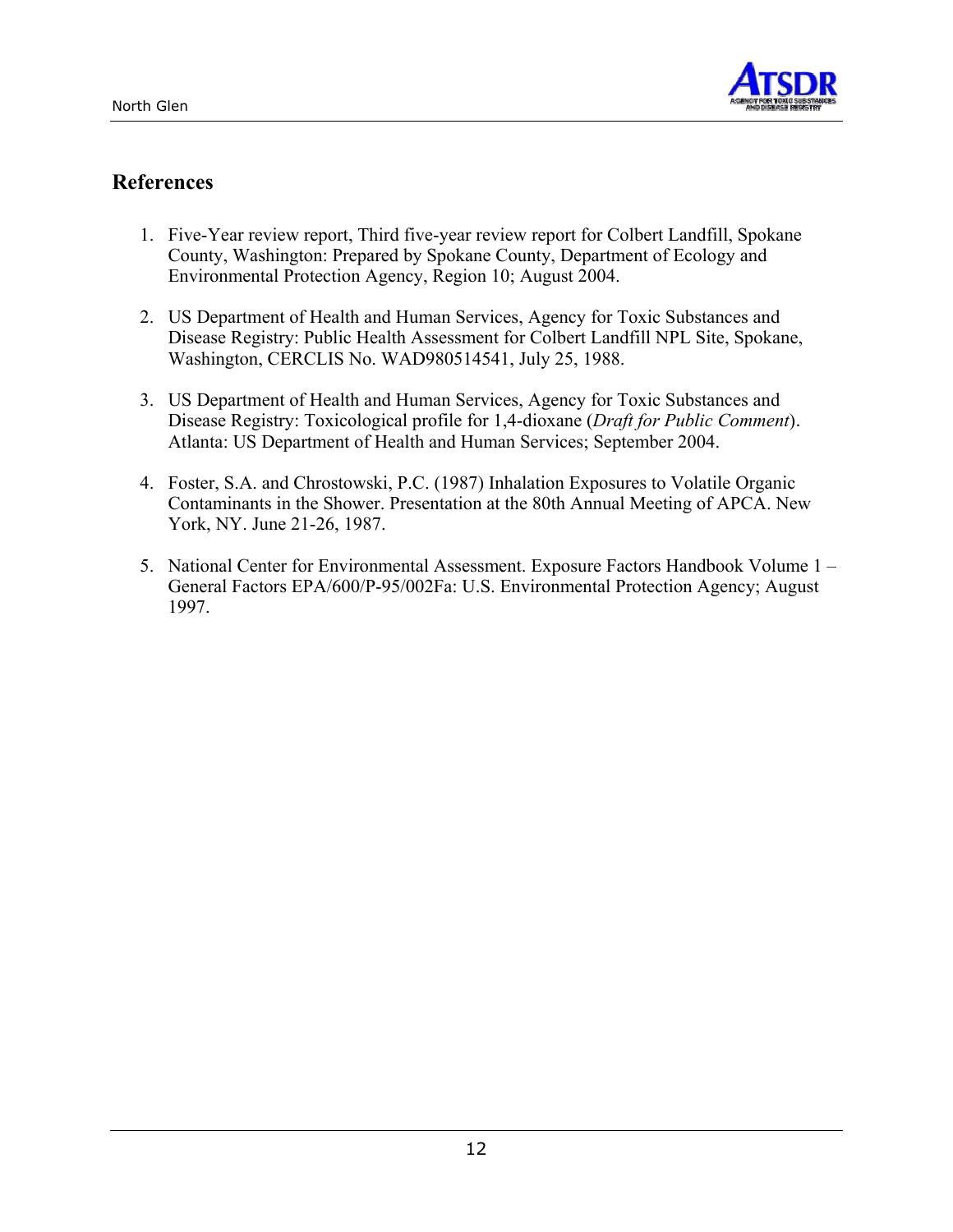## References

1. Five-Year review report, Third five-year review report for Colbert Landfill, Spokane County, Washington: Prepared by Spokane County, Department of Ecology and Environmental Protection Agency, Region 10; August 2004.

2. US Department of Health and Human Services, Agency for Toxic Substances and Disease Registry: Public Health Assessment for Colbert Landfill NPL Site, Spokane, Washington, CERCLIS No. WAD980514541, July 25, 1988.

3. US Department of Health and Human Services, Agency for Toxic Substances and Disease Registry: Toxicological profile for 1,4-dioxane (*Draft for Public Comment*). Atlanta: US Department of Health and Human Services; September 2004.

4. Foster, S.A. and Chrostowski, P.C. (1987) Inhalation Exposures to Volatile Organic Contaminants in the Shower. Presentation at the 80th Annual Meeting of APCA. New York, NY. June 21-26, 1987.

5. National Center for Environmental Assessment. Exposure Factors Handbook Volume 1 – General Factors EPA/600/P-95/002Fa: U.S. Environmental Protection Agency; August 1997.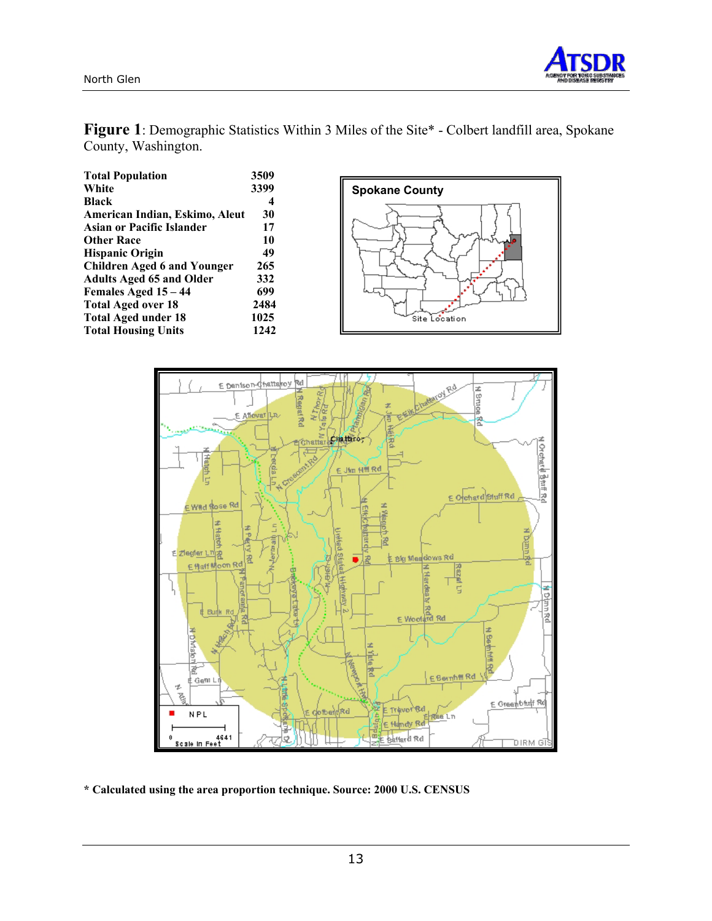**Figure 1**: Demographic Statistics Within 3 Miles of the Site* - Colbert landfill area, Spokane County, Washington.

| | |
|---|---|
| **Total Population** | 3509 |
| **White** | 3399 |
| **Black** | 4 |
| **American Indian, Eskimo, Aleut** | 30 |
| **Asian or Pacific Islander** | 17 |
| **Other Race** | 10 |
| **Hispanic Origin** | 49 |
| **Children Aged 6 and Younger** | 265 |
| **Adults Aged 65 and Older** | 332 |
| **Females Aged 15 – 44** | 699 |
| **Total Aged over 18** | 2484 |
| **Total Aged under 18** | 1025 |
| **Total Housing Units** | 1242 |

**\* Calculated using the area proportion technique. Source: 2000 U.S. CENSUS**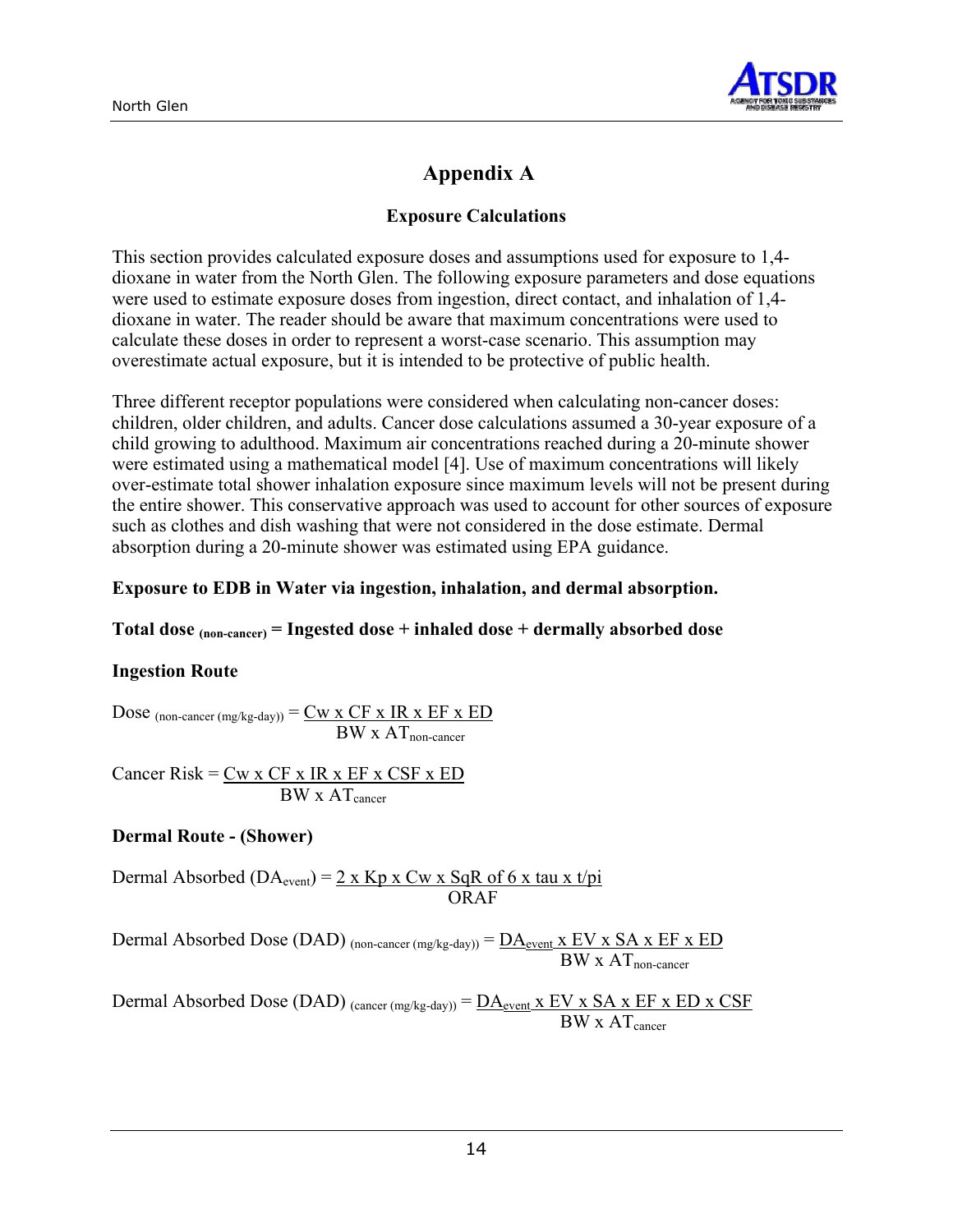# Appendix A

## Exposure Calculations

This section provides calculated exposure doses and assumptions used for exposure to 1,4-dioxane in water from the North Glen. The following exposure parameters and dose equations were used to estimate exposure doses from ingestion, direct contact, and inhalation of 1,4-dioxane in water. The reader should be aware that maximum concentrations were used to calculate these doses in order to represent a worst-case scenario. This assumption may overestimate actual exposure, but it is intended to be protective of public health.

Three different receptor populations were considered when calculating non-cancer doses: children, older children, and adults. Cancer dose calculations assumed a 30-year exposure of a child growing to adulthood. Maximum air concentrations reached during a 20-minute shower were estimated using a mathematical model [4]. Use of maximum concentrations will likely over-estimate total shower inhalation exposure since maximum levels will not be present during the entire shower. This conservative approach was used to account for other sources of exposure such as clothes and dish washing that were not considered in the dose estimate. Dermal absorption during a 20-minute shower was estimated using EPA guidance.

**Exposure to EDB in Water via ingestion, inhalation, and dermal absorption.**

**Total dose $_{\text{(non-cancer)}}$ = Ingested dose + inhaled dose + dermally absorbed dose**

**Ingestion Route**

$$\text{Dose}_{\text{(non-cancer (mg/kg-day))}} = \frac{\text{Cw x CF x IR x EF x ED}}{\text{BW x AT}_{\text{non-cancer}}}$$

$$\text{Cancer Risk} = \frac{\text{Cw x CF x IR x EF x CSF x ED}}{\text{BW x AT}_{\text{cancer}}}$$

**Dermal Route - (Shower)**

$$\text{Dermal Absorbed (DA}_{\text{event}}\text{)} = \frac{\text{2 x Kp x Cw x SqR of 6 x tau x t/pi}}{\text{ORAF}}$$

$$\text{Dermal Absorbed Dose (DAD)}_{\text{(non-cancer (mg/kg-day))}} = \frac{\text{DA}_{\text{event}}\text{ x EV x SA x EF x ED}}{\text{BW x AT}_{\text{non-cancer}}}$$

$$\text{Dermal Absorbed Dose (DAD)}_{\text{(cancer (mg/kg-day))}} = \frac{\text{DA}_{\text{event}}\text{ x EV x SA x EF x ED x CSF}}{\text{BW x AT}_{\text{cancer}}}$$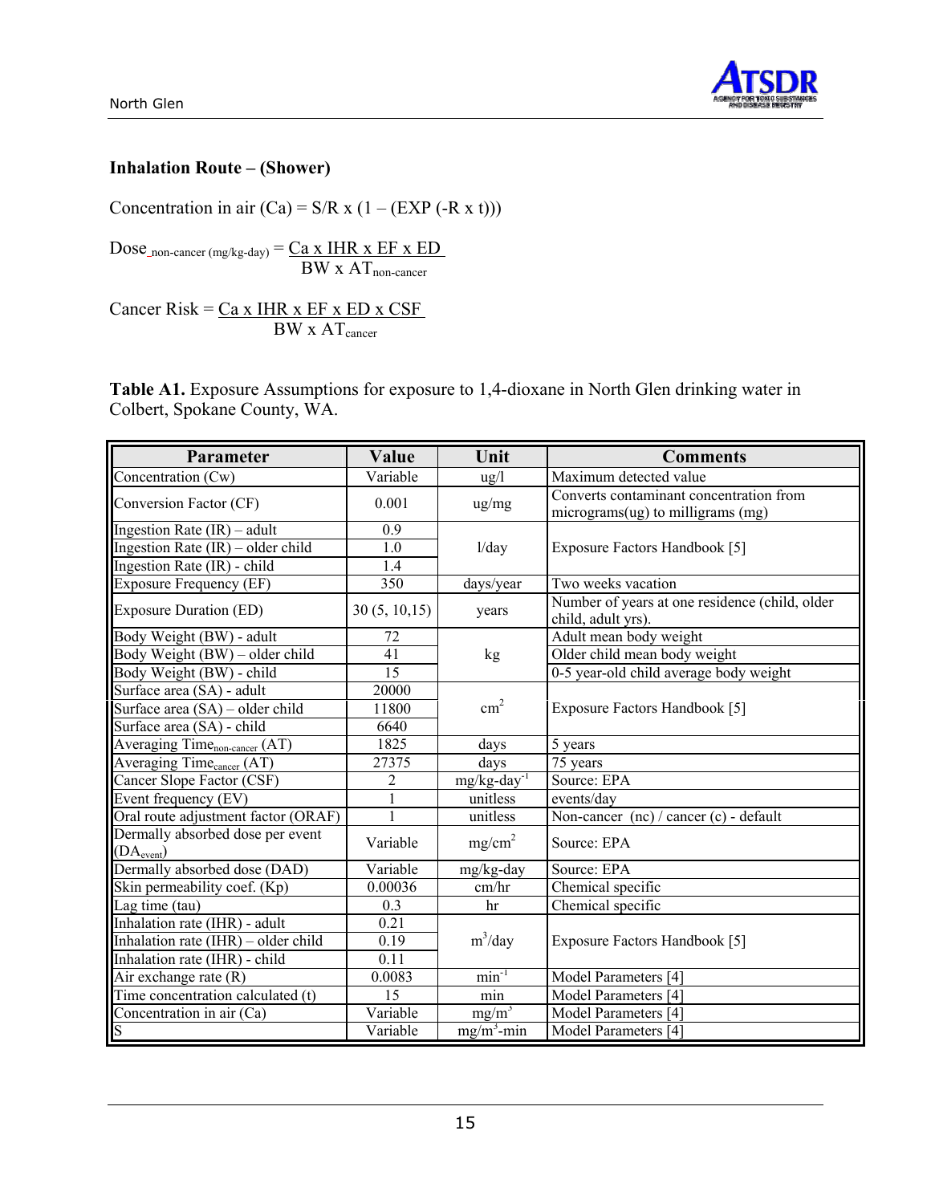### Inhalation Route – (Shower)

$$\text{Concentration in air (Ca)} = S/R \times (1 - (\text{EXP}(-R \times t)))$$

$$\text{Dose}_{\text{non-cancer (mg/kg-day)}} = \frac{Ca \times IHR \times EF \times ED}{BW \times AT_{\text{non-cancer}}}$$

$$\text{Cancer Risk} = \frac{Ca \times IHR \times EF \times ED \times CSF}{BW \times AT_{\text{cancer}}}$$

**Table A1.** Exposure Assumptions for exposure to 1,4-dioxane in North Glen drinking water in Colbert, Spokane County, WA.

| Parameter | Value | Unit | Comments |
|---|---|---|---|
| Concentration (Cw) | Variable | ug/l | Maximum detected value |
| Conversion Factor (CF) | 0.001 | ug/mg | Converts contaminant concentration from micrograms(ug) to milligrams (mg) |
| Ingestion Rate (IR) – adult | 0.9 | l/day | Exposure Factors Handbook [5] |
| Ingestion Rate (IR) – older child | 1.0 | | |
| Ingestion Rate (IR) - child | 1.4 | | |
| Exposure Frequency (EF) | 350 | days/year | Two weeks vacation |
| Exposure Duration (ED) | 30 (5, 10,15) | years | Number of years at one residence (child, older child, adult yrs). |
| Body Weight (BW) - adult | 72 | kg | Adult mean body weight |
| Body Weight (BW) – older child | 41 | | Older child mean body weight |
| Body Weight (BW) - child | 15 | | 0-5 year-old child average body weight |
| Surface area (SA) - adult | 20000 | $cm^2$ | Exposure Factors Handbook [5] |
| Surface area (SA) – older child | 11800 | | |
| Surface area (SA) - child | 6640 | | |
| Averaging Time$_{\text{non-cancer}}$ (AT) | 1825 | days | 5 years |
| Averaging Time$_{\text{cancer}}$ (AT) | 27375 | days | 75 years |
| Cancer Slope Factor (CSF) | 2 | $\text{mg/kg-day}^{-1}$ | Source: EPA |
| Event frequency (EV) | 1 | unitless | events/day |
| Oral route adjustment factor (ORAF) | 1 | unitless | Non-cancer (nc) / cancer (c) - default |
| Dermally absorbed dose per event (DA$_{\text{event}}$) | Variable | $mg/cm^2$ | Source: EPA |
| Dermally absorbed dose (DAD) | Variable | mg/kg-day | Source: EPA |
| Skin permeability coef. (Kp) | 0.00036 | cm/hr | Chemical specific |
| Lag time (tau) | 0.3 | hr | Chemical specific |
| Inhalation rate (IHR) - adult | 0.21 | $m^3$/day | Exposure Factors Handbook [5] |
| Inhalation rate (IHR) – older child | 0.19 | | |
| Inhalation rate (IHR) - child | 0.11 | | |
| Air exchange rate (R) | 0.0083 | $min^{-1}$ | Model Parameters [4] |
| Time concentration calculated (t) | 15 | min | Model Parameters [4] |
| Concentration in air (Ca) | Variable | $mg/m^3$ | Model Parameters [4] |
| S | Variable | $mg/m^3$-min | Model Parameters [4] |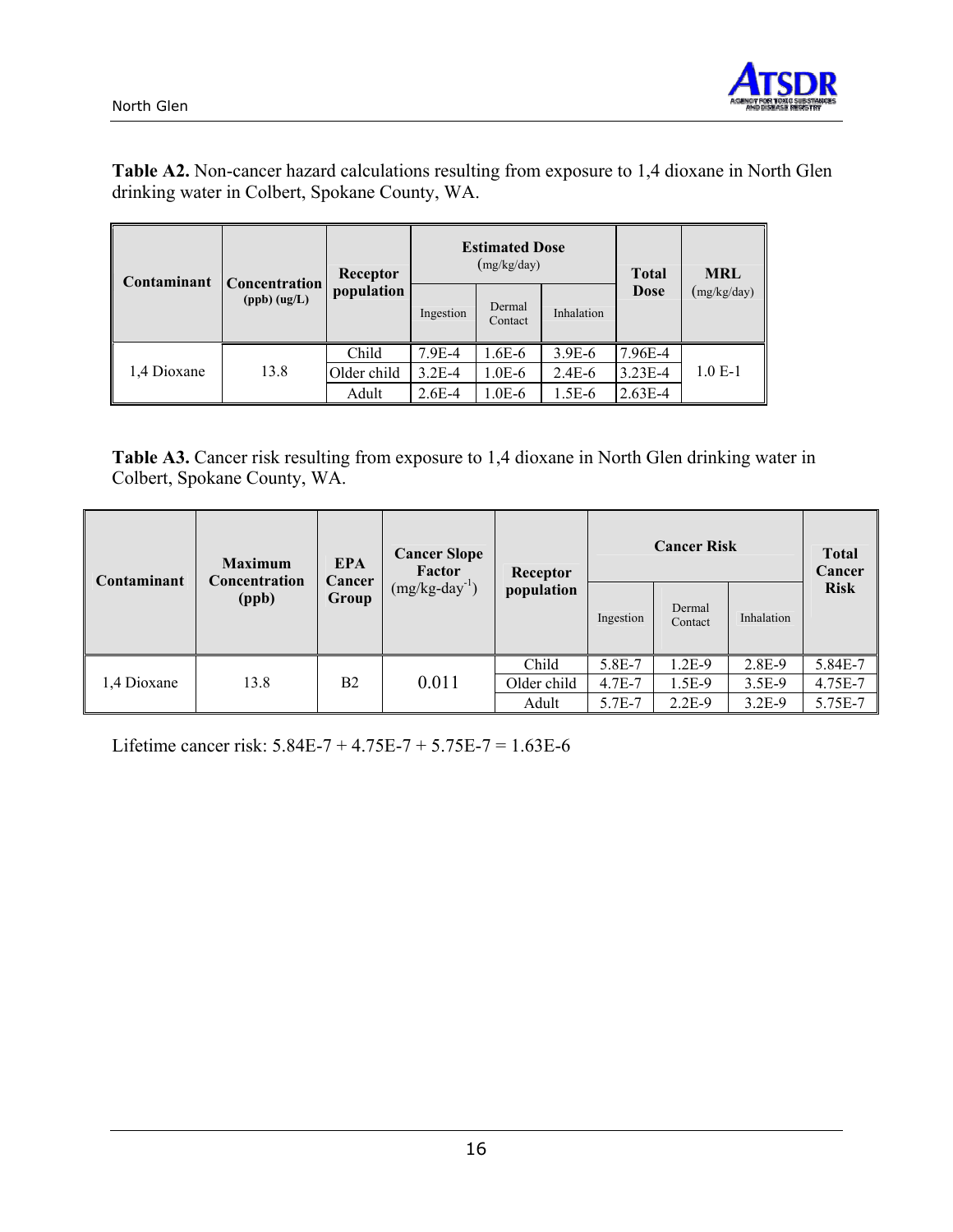**Table A2.** Non-cancer hazard calculations resulting from exposure to 1,4 dioxane in North Glen drinking water in Colbert, Spokane County, WA.

| Contaminant | Concentration (ppb) (ug/L) | Receptor population | Estimated Dose (mg/kg/day) | | | Total Dose | MRL (mg/kg/day) |
|---|---|---|---|---|---|---|---|
| | | | Ingestion | Dermal Contact | Inhalation | | |
| 1,4 Dioxane | 13.8 | Child | 7.9E-4 | 1.6E-6 | 3.9E-6 | 7.96E-4 | 1.0 E-1 |
| | | Older child | 3.2E-4 | 1.0E-6 | 2.4E-6 | 3.23E-4 | |
| | | Adult | 2.6E-4 | 1.0E-6 | 1.5E-6 | 2.63E-4 | |

**Table A3.** Cancer risk resulting from exposure to 1,4 dioxane in North Glen drinking water in Colbert, Spokane County, WA.

| Contaminant | Maximum Concentration (ppb) | EPA Cancer Group | Cancer Slope Factor (mg/kg-day$^{-1}$) | Receptor population | Cancer Risk | | | Total Cancer Risk |
|---|---|---|---|---|---|---|---|---|
| | | | | | Ingestion | Dermal Contact | Inhalation | |
| 1,4 Dioxane | 13.8 | B2 | 0.011 | Child | 5.8E-7 | 1.2E-9 | 2.8E-9 | 5.84E-7 |
| | | | | Older child | 4.7E-7 | 1.5E-9 | 3.5E-9 | 4.75E-7 |
| | | | | Adult | 5.7E-7 | 2.2E-9 | 3.2E-9 | 5.75E-7 |

Lifetime cancer risk: 5.84E-7 + 4.75E-7 + 5.75E-7 = 1.63E-6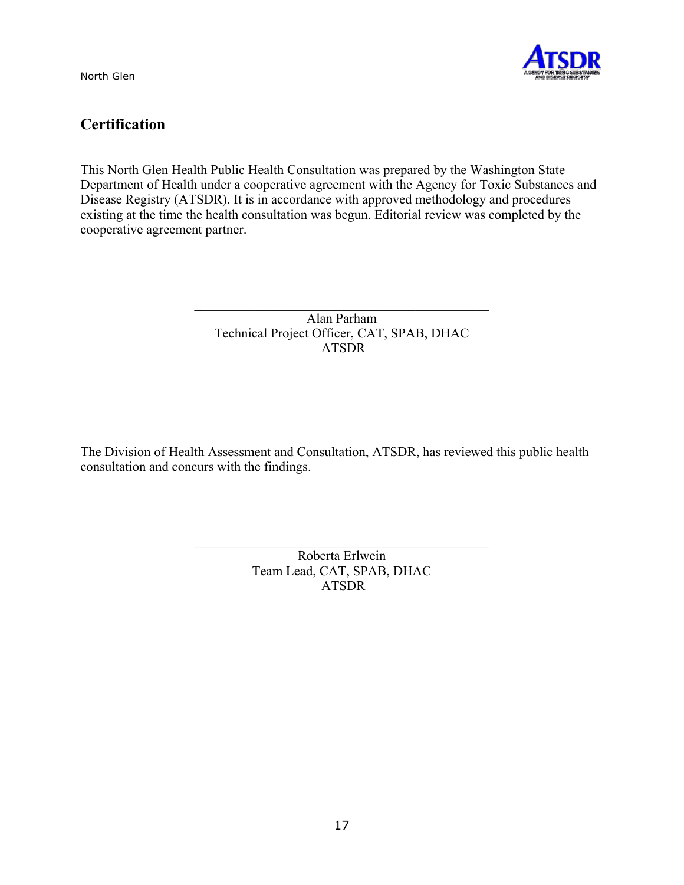## Certification

This North Glen Health Public Health Consultation was prepared by the Washington State Department of Health under a cooperative agreement with the Agency for Toxic Substances and Disease Registry (ATSDR). It is in accordance with approved methodology and procedures existing at the time the health consultation was begun. Editorial review was completed by the cooperative agreement partner.

\_\_\_\_\_\_\_\_\_\_\_\_\_\_\_\_\_\_\_\_\_\_\_\_\_\_\_\_\_\_\_\_\_\_\_\_\_\_\_\_\_\_\_\_

Alan Parham
Technical Project Officer, CAT, SPAB, DHAC
ATSDR

The Division of Health Assessment and Consultation, ATSDR, has reviewed this public health consultation and concurs with the findings.

\_\_\_\_\_\_\_\_\_\_\_\_\_\_\_\_\_\_\_\_\_\_\_\_\_\_\_\_\_\_\_\_\_\_\_\_\_\_\_\_\_\_\_\_

Roberta Erlwein
Team Lead, CAT, SPAB, DHAC
ATSDR